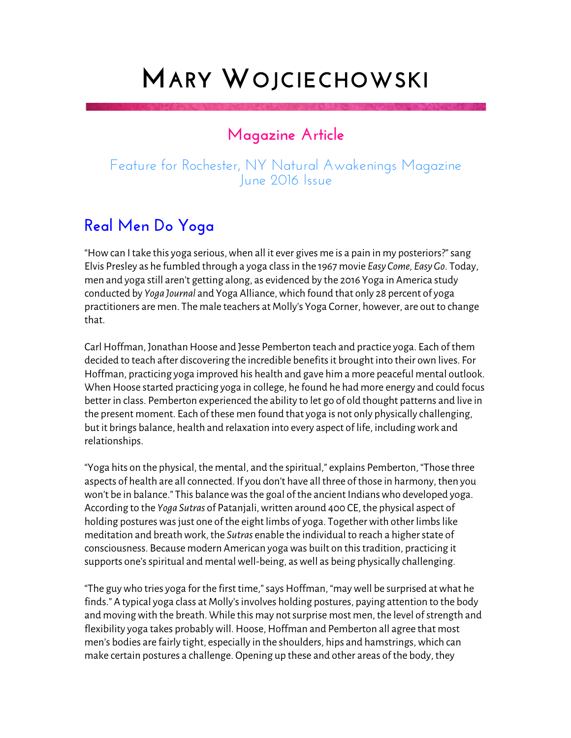# Mary Wojciechowski

## Magazine Article

### Feature for Rochester, NY Natural Awakenings Magazine
### June 2016 Issue

## Real Men Do Yoga

"How can I take this yoga serious, when all it ever gives me is a pain in my posteriors?" sang Elvis Presley as he fumbled through a yoga class in the 1967 movie *Easy Come, Easy Go*. Today, men and yoga still aren't getting along, as evidenced by the 2016 Yoga in America study conducted by *Yoga Journal* and Yoga Alliance, which found that only 28 percent of yoga practitioners are men. The male teachers at Molly's Yoga Corner, however, are out to change that.

Carl Hoffman, Jonathan Hoose and Jesse Pemberton teach and practice yoga. Each of them decided to teach after discovering the incredible benefits it brought into their own lives. For Hoffman, practicing yoga improved his health and gave him a more peaceful mental outlook. When Hoose started practicing yoga in college, he found he had more energy and could focus better in class. Pemberton experienced the ability to let go of old thought patterns and live in the present moment. Each of these men found that yoga is not only physically challenging, but it brings balance, health and relaxation into every aspect of life, including work and relationships.

"Yoga hits on the physical, the mental, and the spiritual," explains Pemberton, "Those three aspects of health are all connected. If you don't have all three of those in harmony, then you won't be in balance." This balance was the goal of the ancient Indians who developed yoga. According to the *Yoga Sutras* of Patanjali, written around 400 CE, the physical aspect of holding postures was just one of the eight limbs of yoga. Together with other limbs like meditation and breath work, the *Sutras* enable the individual to reach a higher state of consciousness. Because modern American yoga was built on this tradition, practicing it supports one's spiritual and mental well-being, as well as being physically challenging.

"The guy who tries yoga for the first time," says Hoffman, "may well be surprised at what he finds." A typical yoga class at Molly's involves holding postures, paying attention to the body and moving with the breath. While this may not surprise most men, the level of strength and flexibility yoga takes probably will. Hoose, Hoffman and Pemberton all agree that most men's bodies are fairly tight, especially in the shoulders, hips and hamstrings, which can make certain postures a challenge. Opening up these and other areas of the body, they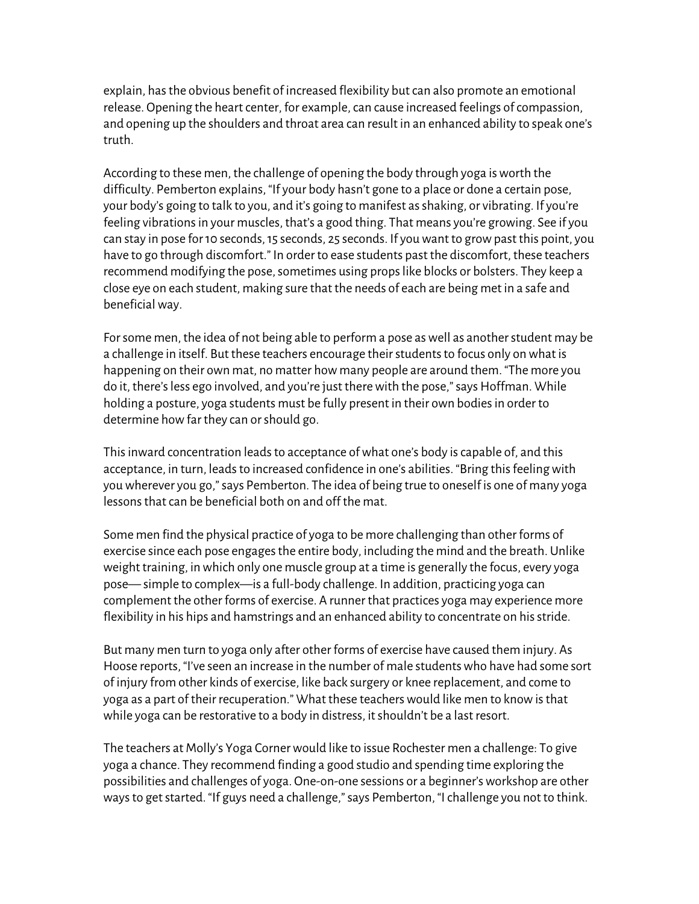explain, has the obvious benefit of increased flexibility but can also promote an emotional release. Opening the heart center, for example, can cause increased feelings of compassion, and opening up the shoulders and throat area can result in an enhanced ability to speak one's truth.

According to these men, the challenge of opening the body through yoga is worth the difficulty. Pemberton explains, "If your body hasn't gone to a place or done a certain pose, your body's going to talk to you, and it's going to manifest as shaking, or vibrating. If you're feeling vibrations in your muscles, that's a good thing. That means you're growing. See if you can stay in pose for 10 seconds, 15 seconds, 25 seconds. If you want to grow past this point, you have to go through discomfort." In order to ease students past the discomfort, these teachers recommend modifying the pose, sometimes using props like blocks or bolsters. They keep a close eye on each student, making sure that the needs of each are being met in a safe and beneficial way.

For some men, the idea of not being able to perform a pose as well as another student may be a challenge in itself. But these teachers encourage their students to focus only on what is happening on their own mat, no matter how many people are around them. "The more you do it, there's less ego involved, and you're just there with the pose," says Hoffman. While holding a posture, yoga students must be fully present in their own bodies in order to determine how far they can or should go.

This inward concentration leads to acceptance of what one's body is capable of, and this acceptance, in turn, leads to increased confidence in one's abilities. "Bring this feeling with you wherever you go," says Pemberton. The idea of being true to oneself is one of many yoga lessons that can be beneficial both on and off the mat.

Some men find the physical practice of yoga to be more challenging than other forms of exercise since each pose engages the entire body, including the mind and the breath. Unlike weight training, in which only one muscle group at a time is generally the focus, every yoga pose— simple to complex—is a full-body challenge. In addition, practicing yoga can complement the other forms of exercise. A runner that practices yoga may experience more flexibility in his hips and hamstrings and an enhanced ability to concentrate on his stride.

But many men turn to yoga only after other forms of exercise have caused them injury. As Hoose reports, "I've seen an increase in the number of male students who have had some sort of injury from other kinds of exercise, like back surgery or knee replacement, and come to yoga as a part of their recuperation." What these teachers would like men to know is that while yoga can be restorative to a body in distress, it shouldn't be a last resort.

The teachers at Molly's Yoga Corner would like to issue Rochester men a challenge: To give yoga a chance. They recommend finding a good studio and spending time exploring the possibilities and challenges of yoga. One-on-one sessions or a beginner's workshop are other ways to get started. "If guys need a challenge," says Pemberton, "I challenge you not to think.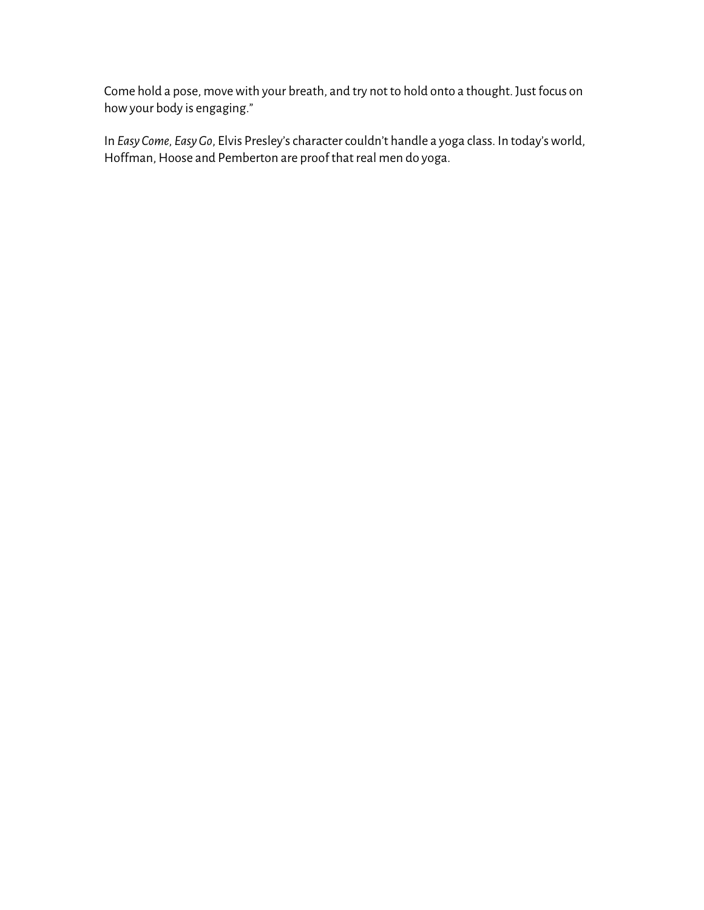Come hold a pose, move with your breath, and try not to hold onto a thought. Just focus on how your body is engaging."

In *Easy Come, Easy Go*, Elvis Presley's character couldn't handle a yoga class. In today's world, Hoffman, Hoose and Pemberton are proof that real men do yoga.